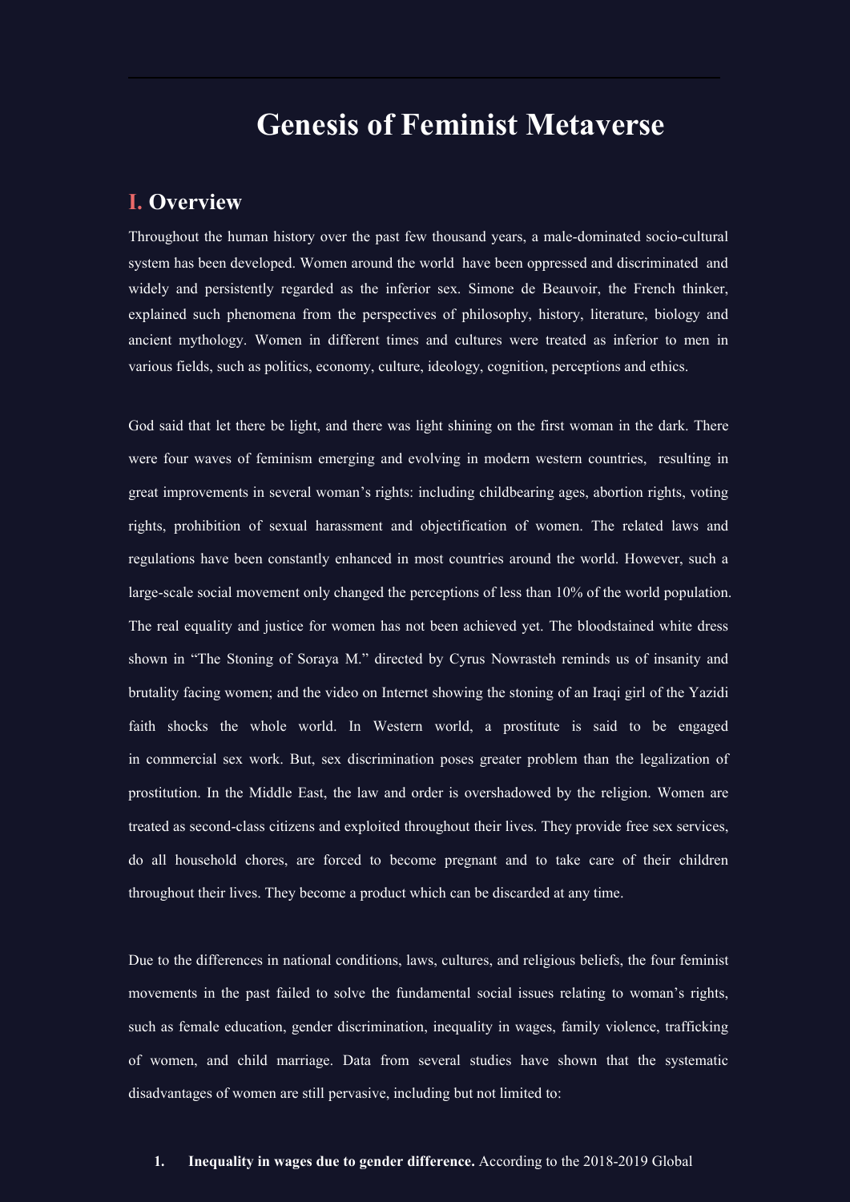# Genesis of Feminist Metaverse

## I. Overview

Throughout the human history over the past few thousand years, a male-dominated socio-cultural system has been developed. Women around the world have been oppressed and discriminated and widely and persistently regarded as the inferior sex. Simone de Beauvoir, the French thinker, explained such phenomena from the perspectives of philosophy, history, literature, biology and ancient mythology. Women in different times and cultures were treated as inferior to men in various fields, such as politics, economy, culture, ideology, cognition, perceptions and ethics.

God said that let there be light, and there was light shining on the first woman in the dark. There were four waves of feminism emerging and evolving in modern western countries, resulting in great improvements in several woman's rights: including childbearing ages, abortion rights, voting rights, prohibition of sexual harassment and objectification of women. The related laws and regulations have been constantly enhanced in most countries around the world. However, such a large-scale social movement only changed the perceptions of less than 10% of the world population. The real equality and justice for women has not been achieved yet. The bloodstained white dress shown in "The Stoning of Soraya M." directed by Cyrus Nowrasteh reminds us of insanity and brutality facing women; and the video on Internet showing the stoning of an Iraqi girl of the Yazidi faith shocks the whole world. In Western world, a prostitute is said to be engaged in commercial sex work. But, sex discrimination poses greater problem than the legalization of prostitution. In the Middle East, the law and order is overshadowed by the religion. Women are treated as second-class citizens and exploited throughout their lives. They provide free sex services, do all household chores, are forced to become pregnant and to take care of their children throughout their lives. They become a product which can be discarded at any time.

Due to the differences in national conditions, laws, cultures, and religious beliefs, the four feminist movements in the past failed to solve the fundamental social issues relating to woman's rights, such as female education, gender discrimination, inequality in wages, family violence, trafficking of women, and child marriage. Data from several studies have shown that the systematic disadvantages of women are still pervasive, including but not limited to:

1. **Inequality in wages due to gender difference.** According to the 2018-2019 Global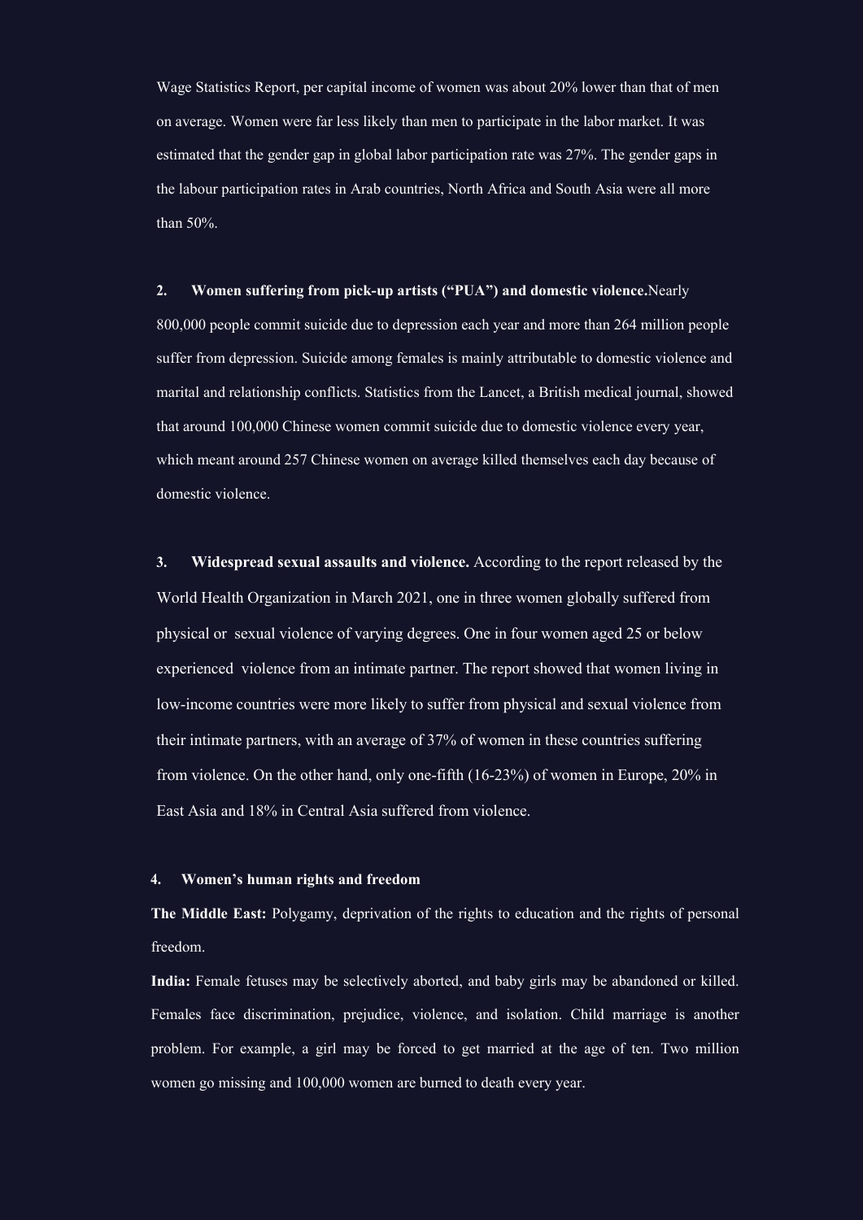Wage Statistics Report, per capital income of women was about 20% lower than that of men on average. Women were far less likely than men to participate in the labor market. It was estimated that the gender gap in global labor participation rate was 27%. The gender gaps in the labour participation rates in Arab countries, North Africa and South Asia were all more than 50%.

2. **Women suffering from pick-up artists ("PUA") and domestic violence.** Nearly 800,000 people commit suicide due to depression each year and more than 264 million people suffer from depression. Suicide among females is mainly attributable to domestic violence and marital and relationship conflicts. Statistics from the Lancet, a British medical journal, showed that around 100,000 Chinese women commit suicide due to domestic violence every year, which meant around 257 Chinese women on average killed themselves each day because of domestic violence.

3. **Widespread sexual assaults and violence.** According to the report released by the World Health Organization in March 2021, one in three women globally suffered from physical or sexual violence of varying degrees. One in four women aged 25 or below experienced violence from an intimate partner. The report showed that women living in low-income countries were more likely to suffer from physical and sexual violence from their intimate partners, with an average of 37% of women in these countries suffering from violence. On the other hand, only one-fifth (16-23%) of women in Europe, 20% in East Asia and 18% in Central Asia suffered from violence.

4. **Women's human rights and freedom**

**The Middle East:** Polygamy, deprivation of the rights to education and the rights of personal freedom.

**India:** Female fetuses may be selectively aborted, and baby girls may be abandoned or killed. Females face discrimination, prejudice, violence, and isolation. Child marriage is another problem. For example, a girl may be forced to get married at the age of ten. Two million women go missing and 100,000 women are burned to death every year.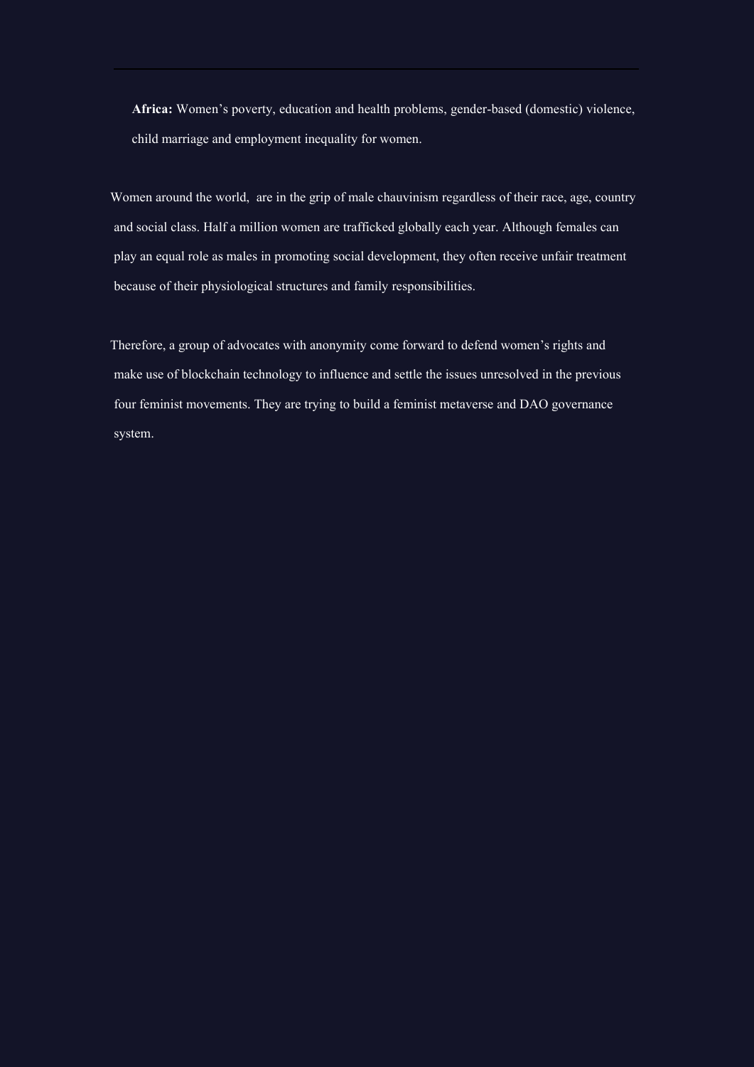**Africa:** Women's poverty, education and health problems, gender-based (domestic) violence, child marriage and employment inequality for women.

Women around the world, are in the grip of male chauvinism regardless of their race, age, country and social class. Half a million women are trafficked globally each year. Although females can play an equal role as males in promoting social development, they often receive unfair treatment because of their physiological structures and family responsibilities.

Therefore, a group of advocates with anonymity come forward to defend women's rights and make use of blockchain technology to influence and settle the issues unresolved in the previous four feminist movements. They are trying to build a feminist metaverse and DAO governance system.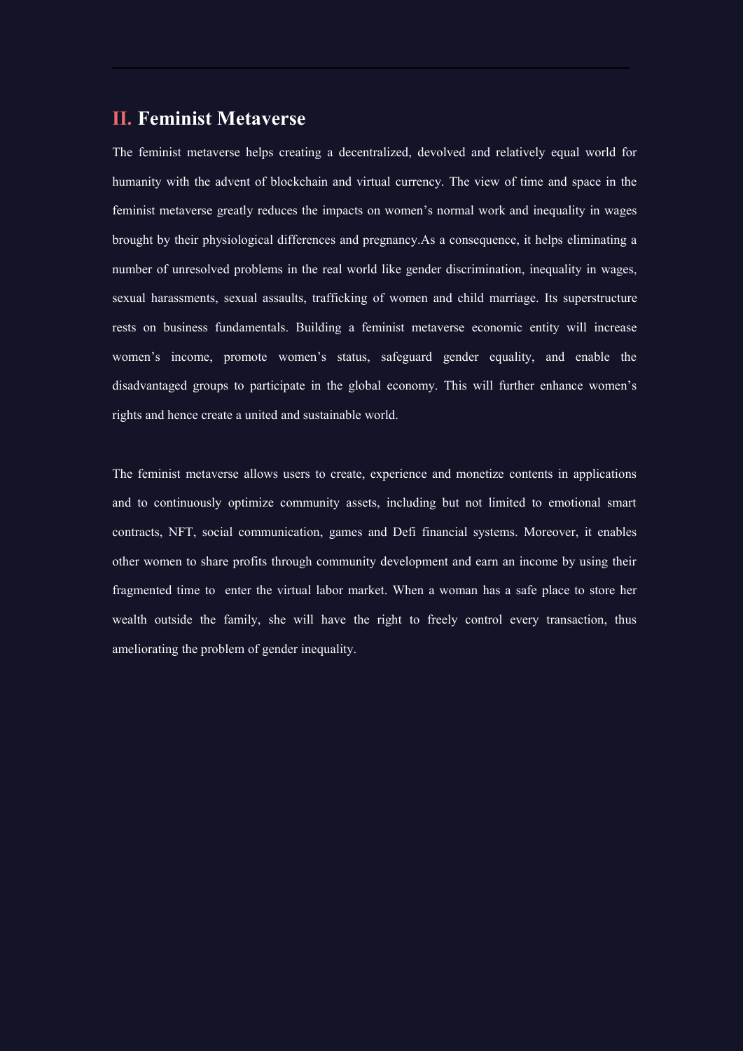## II. Feminist Metaverse

The feminist metaverse helps creating a decentralized, devolved and relatively equal world for humanity with the advent of blockchain and virtual currency. The view of time and space in the feminist metaverse greatly reduces the impacts on women's normal work and inequality in wages brought by their physiological differences and pregnancy.As a consequence, it helps eliminating a number of unresolved problems in the real world like gender discrimination, inequality in wages, sexual harassments, sexual assaults, trafficking of women and child marriage. Its superstructure rests on business fundamentals. Building a feminist metaverse economic entity will increase women's income, promote women's status, safeguard gender equality, and enable the disadvantaged groups to participate in the global economy. This will further enhance women's rights and hence create a united and sustainable world.

The feminist metaverse allows users to create, experience and monetize contents in applications and to continuously optimize community assets, including but not limited to emotional smart contracts, NFT, social communication, games and Defi financial systems. Moreover, it enables other women to share profits through community development and earn an income by using their fragmented time to enter the virtual labor market. When a woman has a safe place to store her wealth outside the family, she will have the right to freely control every transaction, thus ameliorating the problem of gender inequality.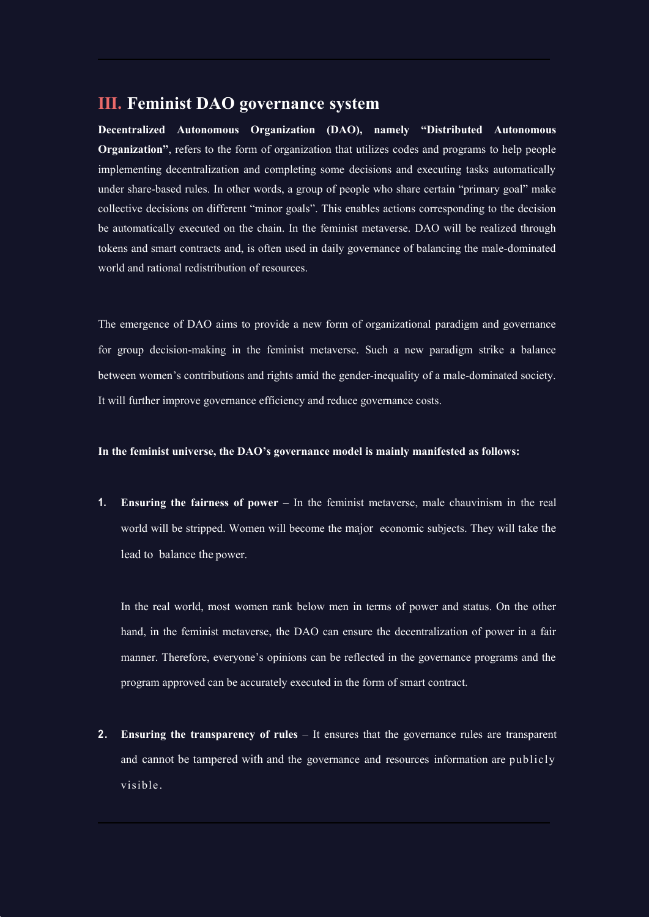## III. Feminist DAO governance system

**Decentralized Autonomous Organization (DAO), namely "Distributed Autonomous Organization"**, refers to the form of organization that utilizes codes and programs to help people implementing decentralization and completing some decisions and executing tasks automatically under share-based rules. In other words, a group of people who share certain "primary goal" make collective decisions on different "minor goals". This enables actions corresponding to the decision be automatically executed on the chain. In the feminist metaverse. DAO will be realized through tokens and smart contracts and, is often used in daily governance of balancing the male-dominated world and rational redistribution of resources.

The emergence of DAO aims to provide a new form of organizational paradigm and governance for group decision-making in the feminist metaverse. Such a new paradigm strike a balance between women's contributions and rights amid the gender-inequality of a male-dominated society. It will further improve governance efficiency and reduce governance costs.

**In the feminist universe, the DAO's governance model is mainly manifested as follows:**

1. **Ensuring the fairness of power** – In the feminist metaverse, male chauvinism in the real world will be stripped. Women will become the major economic subjects. They will take the lead to balance the power.

   In the real world, most women rank below men in terms of power and status. On the other hand, in the feminist metaverse, the DAO can ensure the decentralization of power in a fair manner. Therefore, everyone's opinions can be reflected in the governance programs and the program approved can be accurately executed in the form of smart contract.

2. **Ensuring the transparency of rules** – It ensures that the governance rules are transparent and cannot be tampered with and the governance and resources information are publicly visible.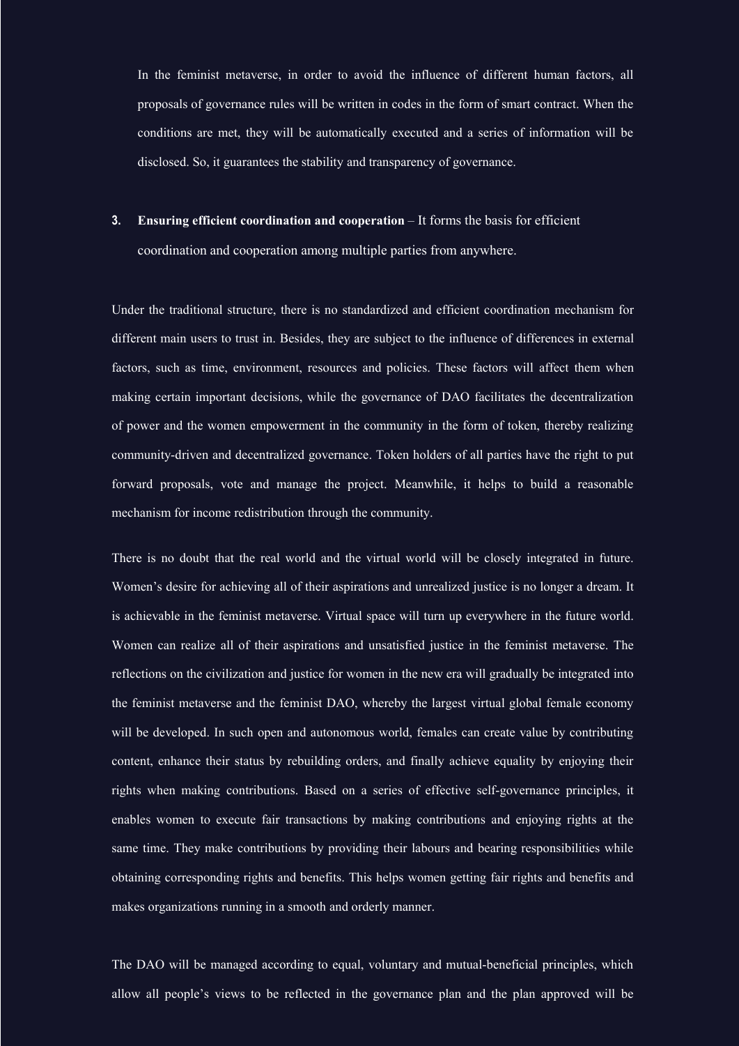In the feminist metaverse, in order to avoid the influence of different human factors, all proposals of governance rules will be written in codes in the form of smart contract. When the conditions are met, they will be automatically executed and a series of information will be disclosed. So, it guarantees the stability and transparency of governance.

3. **Ensuring efficient coordination and cooperation** – It forms the basis for efficient coordination and cooperation among multiple parties from anywhere.

Under the traditional structure, there is no standardized and efficient coordination mechanism for different main users to trust in. Besides, they are subject to the influence of differences in external factors, such as time, environment, resources and policies. These factors will affect them when making certain important decisions, while the governance of DAO facilitates the decentralization of power and the women empowerment in the community in the form of token, thereby realizing community-driven and decentralized governance. Token holders of all parties have the right to put forward proposals, vote and manage the project. Meanwhile, it helps to build a reasonable mechanism for income redistribution through the community.

There is no doubt that the real world and the virtual world will be closely integrated in future. Women's desire for achieving all of their aspirations and unrealized justice is no longer a dream. It is achievable in the feminist metaverse. Virtual space will turn up everywhere in the future world. Women can realize all of their aspirations and unsatisfied justice in the feminist metaverse. The reflections on the civilization and justice for women in the new era will gradually be integrated into the feminist metaverse and the feminist DAO, whereby the largest virtual global female economy will be developed. In such open and autonomous world, females can create value by contributing content, enhance their status by rebuilding orders, and finally achieve equality by enjoying their rights when making contributions. Based on a series of effective self-governance principles, it enables women to execute fair transactions by making contributions and enjoying rights at the same time. They make contributions by providing their labours and bearing responsibilities while obtaining corresponding rights and benefits. This helps women getting fair rights and benefits and makes organizations running in a smooth and orderly manner.

The DAO will be managed according to equal, voluntary and mutual-beneficial principles, which allow all people's views to be reflected in the governance plan and the plan approved will be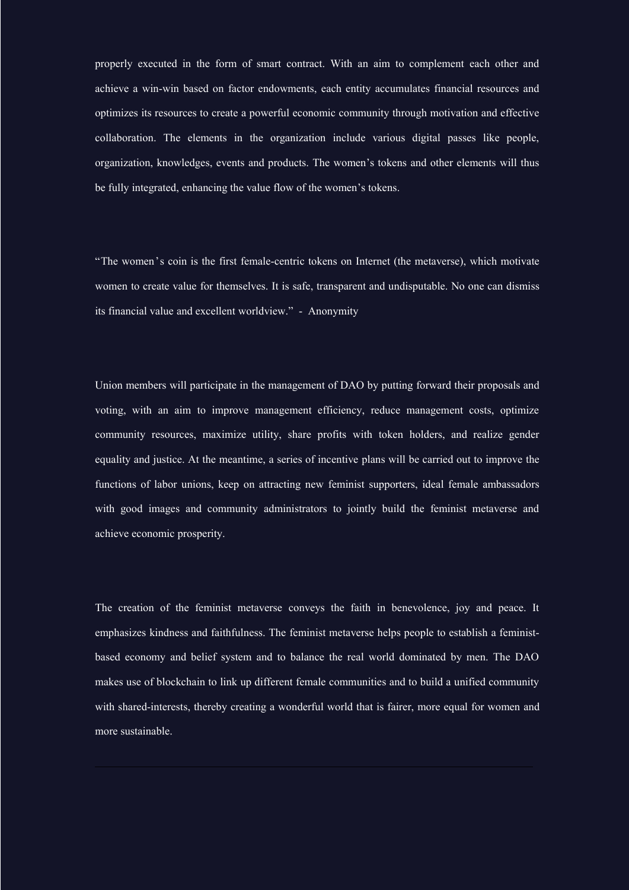properly executed in the form of smart contract. With an aim to complement each other and achieve a win-win based on factor endowments, each entity accumulates financial resources and optimizes its resources to create a powerful economic community through motivation and effective collaboration. The elements in the organization include various digital passes like people, organization, knowledges, events and products. The women's tokens and other elements will thus be fully integrated, enhancing the value flow of the women's tokens.

"The women's coin is the first female-centric tokens on Internet (the metaverse), which motivate women to create value for themselves. It is safe, transparent and undisputable. No one can dismiss its financial value and excellent worldview." - Anonymity

Union members will participate in the management of DAO by putting forward their proposals and voting, with an aim to improve management efficiency, reduce management costs, optimize community resources, maximize utility, share profits with token holders, and realize gender equality and justice. At the meantime, a series of incentive plans will be carried out to improve the functions of labor unions, keep on attracting new feminist supporters, ideal female ambassadors with good images and community administrators to jointly build the feminist metaverse and achieve economic prosperity.

The creation of the feminist metaverse conveys the faith in benevolence, joy and peace. It emphasizes kindness and faithfulness. The feminist metaverse helps people to establish a feminist-based economy and belief system and to balance the real world dominated by men. The DAO makes use of blockchain to link up different female communities and to build a unified community with shared-interests, thereby creating a wonderful world that is fairer, more equal for women and more sustainable.

---